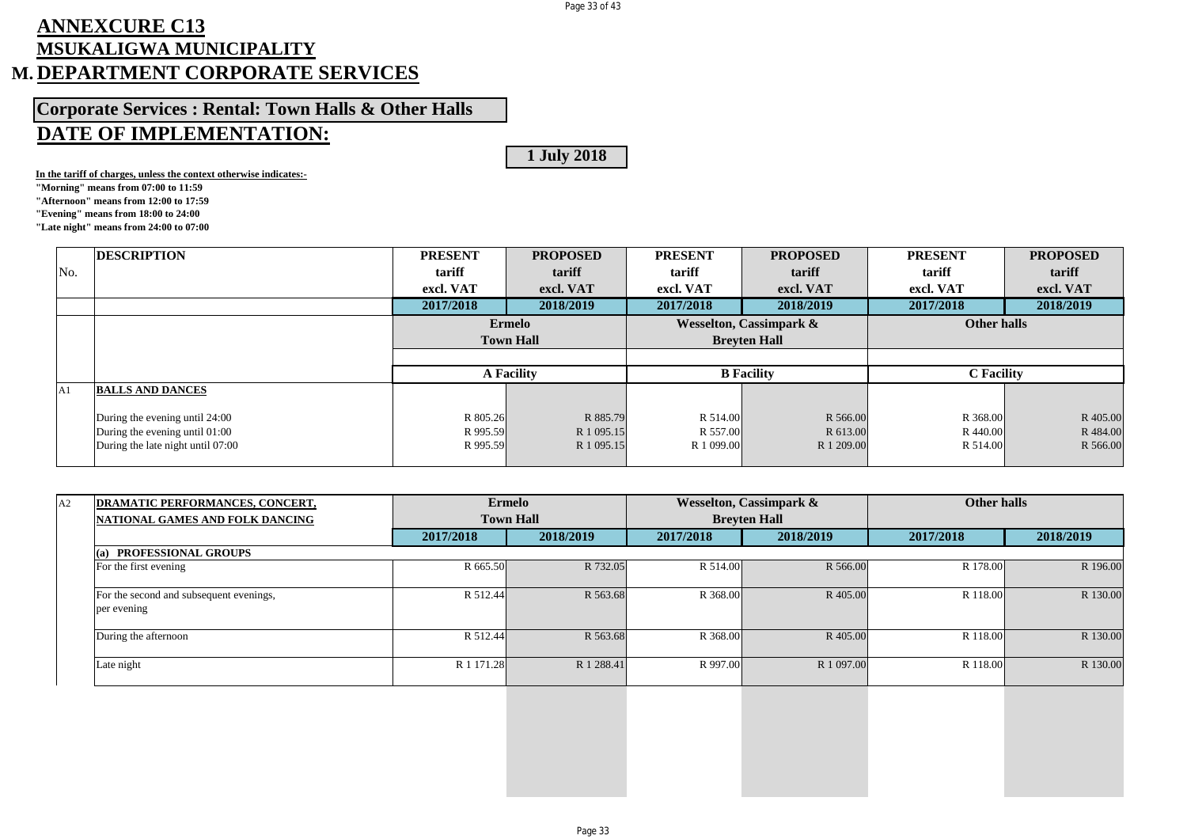# ANNEXCURE C13

# MSUKALIGWA MUNICIPALITY

# M. DEPARTMENT CORPORATE SERVICES

## Corporate Services : Rental: Town Halls & Other Halls

## DATE OF IMPLEMENTATION:

**1 July 2018**

**In the tariff of charges, unless the context otherwise indicates:-**

**"Morning" means from 07:00 to 11:59**
**"Afternoon" means from 12:00 to 17:59**
**"Evening" means from 18:00 to 24:00**
**"Late night" means from 24:00 to 07:00**

| No. | DESCRIPTION | PRESENT tariff excl. VAT | PROPOSED tariff excl. VAT | PRESENT tariff excl. VAT | PROPOSED tariff excl. VAT | PRESENT tariff excl. VAT | PROPOSED tariff excl. VAT |
|---|---|---|---|---|---|---|---|
| | | 2017/2018 | 2018/2019 | 2017/2018 | 2018/2019 | 2017/2018 | 2018/2019 |
| | | Ermelo Town Hall | | Wesselton, Cassimpark & Breyten Hall | | Other halls | |
| | | A Facility | | B Facility | | C Facility | |
| A1 | **BALLS AND DANCES** | | | | | | |
| | During the evening until 24:00 | R 805.26 | R 885.79 | R 514.00 | R 566.00 | R 368.00 | R 405.00 |
| | During the evening until 01:00 | R 995.59 | R 1 095.15 | R 557.00 | R 613.00 | R 440.00 | R 484.00 |
| | During the late night until 07:00 | R 995.59 | R 1 095.15 | R 1 099.00 | R 1 209.00 | R 514.00 | R 566.00 |

| No. | DESCRIPTION | Ermelo Town Hall | | Wesselton, Cassimpark & Breyten Hall | | Other halls | |
|---|---|---|---|---|---|---|---|
| A2 | **DRAMATIC PERFORMANCES, CONCERT, NATIONAL GAMES AND FOLK DANCING** | 2017/2018 | 2018/2019 | 2017/2018 | 2018/2019 | 2017/2018 | 2018/2019 |
| | **(a) PROFESSIONAL GROUPS** | | | | | | |
| | For the first evening | R 665.50 | R 732.05 | R 514.00 | R 566.00 | R 178.00 | R 196.00 |
| | For the second and subsequent evenings, per evening | R 512.44 | R 563.68 | R 368.00 | R 405.00 | R 118.00 | R 130.00 |
| | During the afternoon | R 512.44 | R 563.68 | R 368.00 | R 405.00 | R 118.00 | R 130.00 |
| | Late night | R 1 171.28 | R 1 288.41 | R 997.00 | R 1 097.00 | R 118.00 | R 130.00 |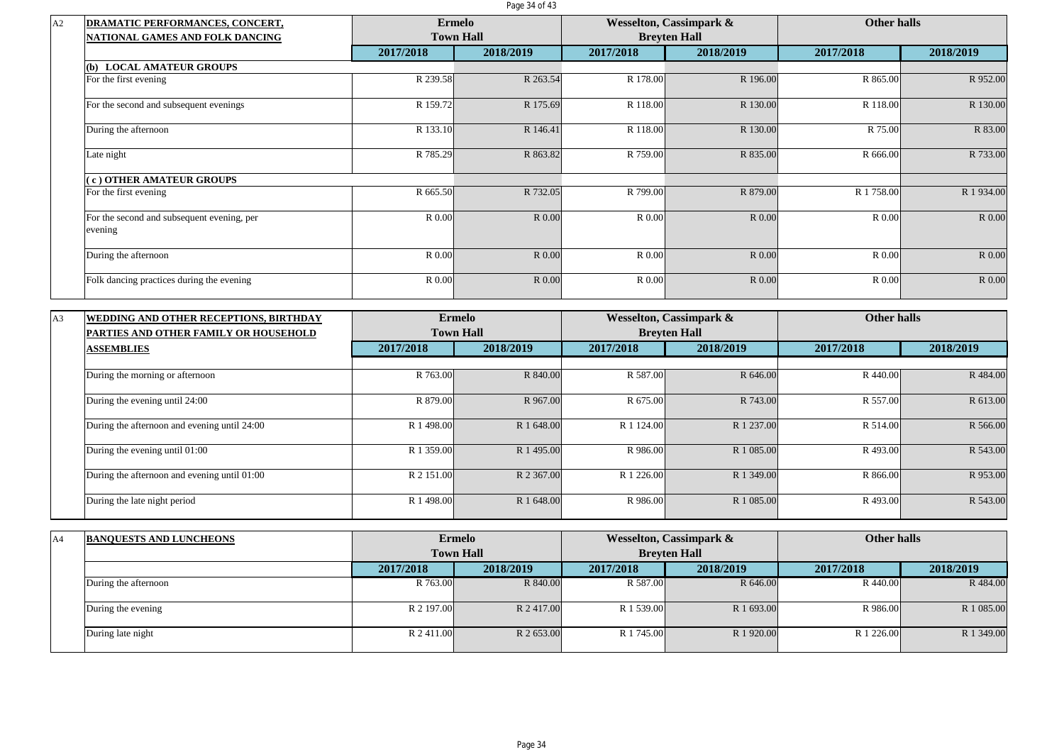| A2 | DRAMATIC PERFORMANCES, CONCERT, NATIONAL GAMES AND FOLK DANCING | Ermelo Town Hall | | Wesselton, Cassimpark & Breyten Hall | | Other halls | |
|---|---|---|---|---|---|---|---|
| | | 2017/2018 | 2018/2019 | 2017/2018 | 2018/2019 | 2017/2018 | 2018/2019 |
| | **(b) LOCAL AMATEUR GROUPS** | | | | | | |
| | For the first evening | R 239.58 | R 263.54 | R 178.00 | R 196.00 | R 865.00 | R 952.00 |
| | For the second and subsequent evenings | R 159.72 | R 175.69 | R 118.00 | R 130.00 | R 118.00 | R 130.00 |
| | During the afternoon | R 133.10 | R 146.41 | R 118.00 | R 130.00 | R 75.00 | R 83.00 |
| | Late night | R 785.29 | R 863.82 | R 759.00 | R 835.00 | R 666.00 | R 733.00 |
| | **( c ) OTHER AMATEUR GROUPS** | | | | | | |
| | For the first evening | R 665.50 | R 732.05 | R 799.00 | R 879.00 | R 1 758.00 | R 1 934.00 |
| | For the second and subsequent evening, per evening | R 0.00 | R 0.00 | R 0.00 | R 0.00 | R 0.00 | R 0.00 |
| | During the afternoon | R 0.00 | R 0.00 | R 0.00 | R 0.00 | R 0.00 | R 0.00 |
| | Folk dancing practices during the evening | R 0.00 | R 0.00 | R 0.00 | R 0.00 | R 0.00 | R 0.00 |

| A3 | WEDDING AND OTHER RECEPTIONS, BIRTHDAY PARTIES AND OTHER FAMILY OR HOUSEHOLD ASSEMBLIES | Ermelo Town Hall | | Wesselton, Cassimpark & Breyten Hall | | Other halls | |
|---|---|---|---|---|---|---|---|
| | | 2017/2018 | 2018/2019 | 2017/2018 | 2018/2019 | 2017/2018 | 2018/2019 |
| | During the morning or afternoon | R 763.00 | R 840.00 | R 587.00 | R 646.00 | R 440.00 | R 484.00 |
| | During the evening until 24:00 | R 879.00 | R 967.00 | R 675.00 | R 743.00 | R 557.00 | R 613.00 |
| | During the afternoon and evening until 24:00 | R 1 498.00 | R 1 648.00 | R 1 124.00 | R 1 237.00 | R 514.00 | R 566.00 |
| | During the evening until 01:00 | R 1 359.00 | R 1 495.00 | R 986.00 | R 1 085.00 | R 493.00 | R 543.00 |
| | During the afternoon and evening until 01:00 | R 2 151.00 | R 2 367.00 | R 1 226.00 | R 1 349.00 | R 866.00 | R 953.00 |
| | During the late night period | R 1 498.00 | R 1 648.00 | R 986.00 | R 1 085.00 | R 493.00 | R 543.00 |

| A4 | BANQUESTS AND LUNCHEONS | Ermelo Town Hall | | Wesselton, Cassimpark & Breyten Hall | | Other halls | |
|---|---|---|---|---|---|---|---|
| | | 2017/2018 | 2018/2019 | 2017/2018 | 2018/2019 | 2017/2018 | 2018/2019 |
| | During the afternoon | R 763.00 | R 840.00 | R 587.00 | R 646.00 | R 440.00 | R 484.00 |
| | During the evening | R 2 197.00 | R 2 417.00 | R 1 539.00 | R 1 693.00 | R 986.00 | R 1 085.00 |
| | During late night | R 2 411.00 | R 2 653.00 | R 1 745.00 | R 1 920.00 | R 1 226.00 | R 1 349.00 |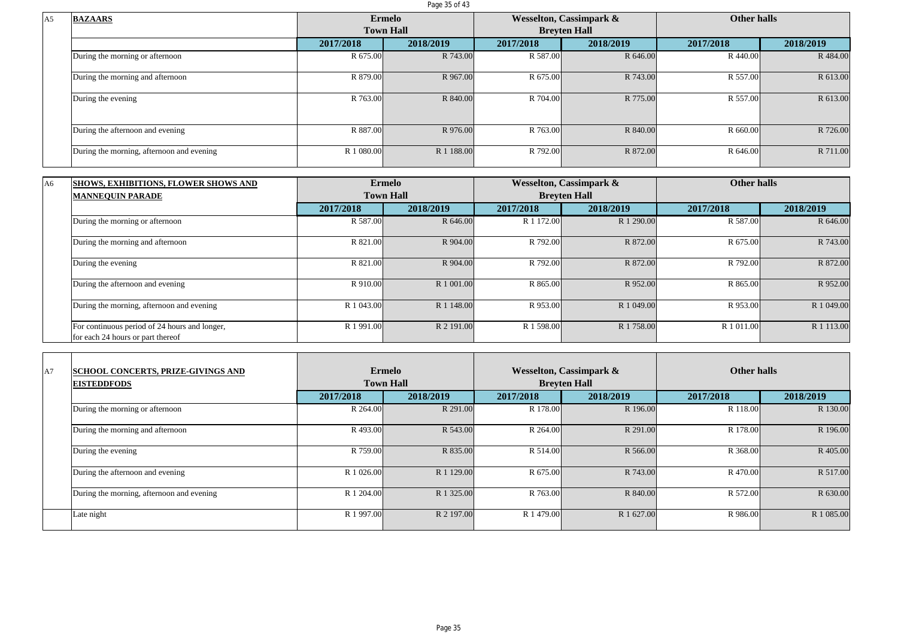| A5 | **BAZAARS** | Ermelo Town Hall | | Wesselton, Cassimpark & Breyten Hall | | Other halls | |
|---|---|---|---|---|---|---|---|
| | | 2017/2018 | 2018/2019 | 2017/2018 | 2018/2019 | 2017/2018 | 2018/2019 |
| | During the morning or afternoon | R 675.00 | R 743.00 | R 587.00 | R 646.00 | R 440.00 | R 484.00 |
| | During the morning and afternoon | R 879.00 | R 967.00 | R 675.00 | R 743.00 | R 557.00 | R 613.00 |
| | During the evening | R 763.00 | R 840.00 | R 704.00 | R 775.00 | R 557.00 | R 613.00 |
| | During the afternoon and evening | R 887.00 | R 976.00 | R 763.00 | R 840.00 | R 660.00 | R 726.00 |
| | During the morning, afternoon and evening | R 1 080.00 | R 1 188.00 | R 792.00 | R 872.00 | R 646.00 | R 711.00 |

| A6 | **SHOWS, EXHIBITIONS, FLOWER SHOWS AND MANNEQUIN PARADE** | Ermelo Town Hall | | Wesselton, Cassimpark & Breyten Hall | | Other halls | |
|---|---|---|---|---|---|---|---|
| | | 2017/2018 | 2018/2019 | 2017/2018 | 2018/2019 | 2017/2018 | 2018/2019 |
| | During the morning or afternoon | R 587.00 | R 646.00 | R 1 172.00 | R 1 290.00 | R 587.00 | R 646.00 |
| | During the morning and afternoon | R 821.00 | R 904.00 | R 792.00 | R 872.00 | R 675.00 | R 743.00 |
| | During the evening | R 821.00 | R 904.00 | R 792.00 | R 872.00 | R 792.00 | R 872.00 |
| | During the afternoon and evening | R 910.00 | R 1 001.00 | R 865.00 | R 952.00 | R 865.00 | R 952.00 |
| | During the morning, afternoon and evening | R 1 043.00 | R 1 148.00 | R 953.00 | R 1 049.00 | R 953.00 | R 1 049.00 |
| | For continuous period of 24 hours and longer, for each 24 hours or part thereof | R 1 991.00 | R 2 191.00 | R 1 598.00 | R 1 758.00 | R 1 011.00 | R 1 113.00 |

| A7 | **SCHOOL CONCERTS, PRIZE-GIVINGS AND EISTEDDFODS** | Ermelo Town Hall | | Wesselton, Cassimpark & Breyten Hall | | Other halls | |
|---|---|---|---|---|---|---|---|
| | | 2017/2018 | 2018/2019 | 2017/2018 | 2018/2019 | 2017/2018 | 2018/2019 |
| | During the morning or afternoon | R 264.00 | R 291.00 | R 178.00 | R 196.00 | R 118.00 | R 130.00 |
| | During the morning and afternoon | R 493.00 | R 543.00 | R 264.00 | R 291.00 | R 178.00 | R 196.00 |
| | During the evening | R 759.00 | R 835.00 | R 514.00 | R 566.00 | R 368.00 | R 405.00 |
| | During the afternoon and evening | R 1 026.00 | R 1 129.00 | R 675.00 | R 743.00 | R 470.00 | R 517.00 |
| | During the morning, afternoon and evening | R 1 204.00 | R 1 325.00 | R 763.00 | R 840.00 | R 572.00 | R 630.00 |
| | Late night | R 1 997.00 | R 2 197.00 | R 1 479.00 | R 1 627.00 | R 986.00 | R 1 085.00 |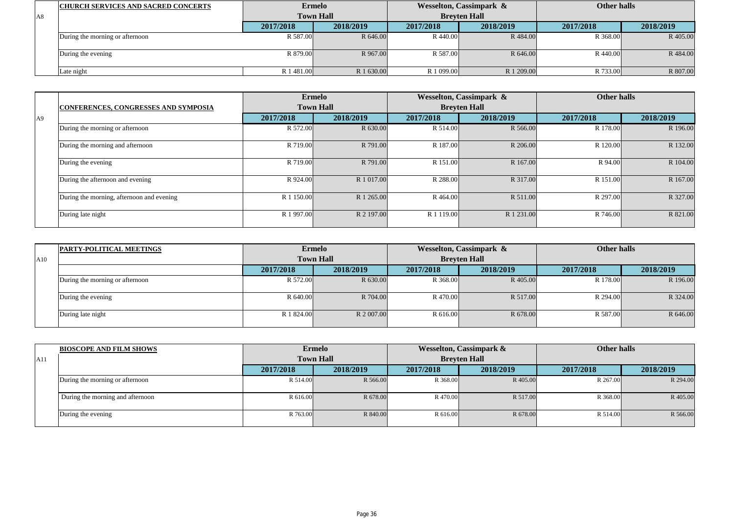| A8 | CHURCH SERVICES AND SACRED CONCERTS | Ermelo Town Hall | | Wesselton, Cassimpark & Breyten Hall | | Other halls | |
|---|---|---|---|---|---|---|---|
| | | 2017/2018 | 2018/2019 | 2017/2018 | 2018/2019 | 2017/2018 | 2018/2019 |
| | During the morning or afternoon | R 587.00 | R 646.00 | R 440.00 | R 484.00 | R 368.00 | R 405.00 |
| | During the evening | R 879.00 | R 967.00 | R 587.00 | R 646.00 | R 440.00 | R 484.00 |
| | Late night | R 1 481.00 | R 1 630.00 | R 1 099.00 | R 1 209.00 | R 733.00 | R 807.00 |

| A9 | CONFERENCES, CONGRESSES AND SYMPOSIA | Ermelo Town Hall | | Wesselton, Cassimpark & Breyten Hall | | Other halls | |
|---|---|---|---|---|---|---|---|
| | | 2017/2018 | 2018/2019 | 2017/2018 | 2018/2019 | 2017/2018 | 2018/2019 |
| | During the morning or afternoon | R 572.00 | R 630.00 | R 514.00 | R 566.00 | R 178.00 | R 196.00 |
| | During the morning and afternoon | R 719.00 | R 791.00 | R 187.00 | R 206.00 | R 120.00 | R 132.00 |
| | During the evening | R 719.00 | R 791.00 | R 151.00 | R 167.00 | R 94.00 | R 104.00 |
| | During the afternoon and evening | R 924.00 | R 1 017.00 | R 288.00 | R 317.00 | R 151.00 | R 167.00 |
| | During the morning, afternoon and evening | R 1 150.00 | R 1 265.00 | R 464.00 | R 511.00 | R 297.00 | R 327.00 |
| | During late night | R 1 997.00 | R 2 197.00 | R 1 119.00 | R 1 231.00 | R 746.00 | R 821.00 |

| A10 | PARTY-POLITICAL MEETINGS | Ermelo Town Hall | | Wesselton, Cassimpark & Breyten Hall | | Other halls | |
|---|---|---|---|---|---|---|---|
| | | 2017/2018 | 2018/2019 | 2017/2018 | 2018/2019 | 2017/2018 | 2018/2019 |
| | During the morning or afternoon | R 572.00 | R 630.00 | R 368.00 | R 405.00 | R 178.00 | R 196.00 |
| | During the evening | R 640.00 | R 704.00 | R 470.00 | R 517.00 | R 294.00 | R 324.00 |
| | During late night | R 1 824.00 | R 2 007.00 | R 616.00 | R 678.00 | R 587.00 | R 646.00 |

| A11 | BIOSCOPE AND FILM SHOWS | Ermelo Town Hall | | Wesselton, Cassimpark & Breyten Hall | | Other halls | |
|---|---|---|---|---|---|---|---|
| | | 2017/2018 | 2018/2019 | 2017/2018 | 2018/2019 | 2017/2018 | 2018/2019 |
| | During the morning or afternoon | R 514.00 | R 566.00 | R 368.00 | R 405.00 | R 267.00 | R 294.00 |
| | During the morning and afternoon | R 616.00 | R 678.00 | R 470.00 | R 517.00 | R 368.00 | R 405.00 |
| | During the evening | R 763.00 | R 840.00 | R 616.00 | R 678.00 | R 514.00 | R 566.00 |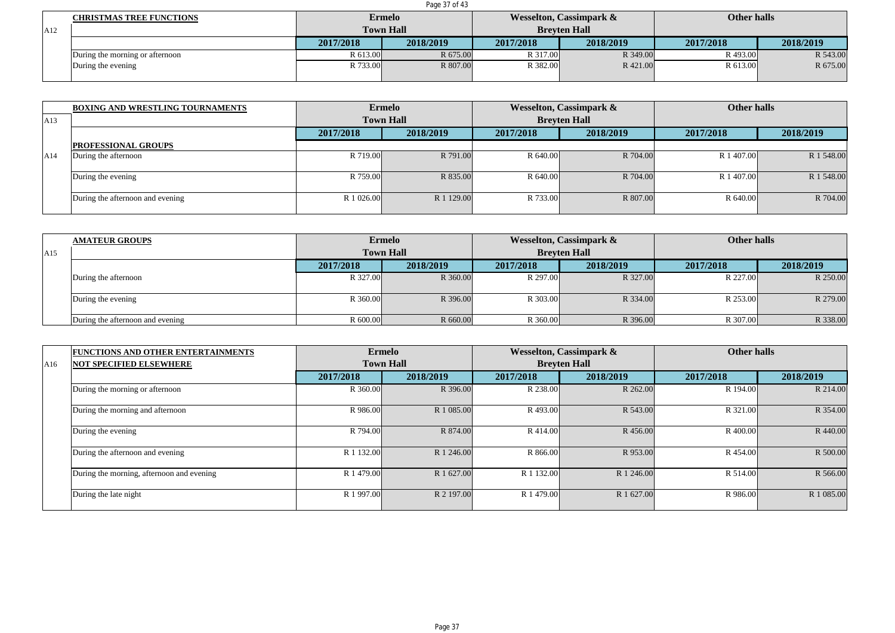| | CHRISTMAS TREE FUNCTIONS | Ermelo Town Hall | | Wesselton, Cassimpark & Breyten Hall | | Other halls | |
|---|---|---|---|---|---|---|---|
| A12 | | 2017/2018 | 2018/2019 | 2017/2018 | 2018/2019 | 2017/2018 | 2018/2019 |
| | During the morning or afternoon | R 613.00 | R 675.00 | R 317.00 | R 349.00 | R 493.00 | R 543.00 |
| | During the evening | R 733.00 | R 807.00 | R 382.00 | R 421.00 | R 613.00 | R 675.00 |

| | BOXING AND WRESTLING TOURNAMENTS | Ermelo Town Hall | | Wesselton, Cassimpark & Breyten Hall | | Other halls | |
|---|---|---|---|---|---|---|---|
| A13 | | 2017/2018 | 2018/2019 | 2017/2018 | 2018/2019 | 2017/2018 | 2018/2019 |
| | PROFESSIONAL GROUPS | | | | | | |
| A14 | During the afternoon | R 719.00 | R 791.00 | R 640.00 | R 704.00 | R 1 407.00 | R 1 548.00 |
| | During the evening | R 759.00 | R 835.00 | R 640.00 | R 704.00 | R 1 407.00 | R 1 548.00 |
| | During the afternoon and evening | R 1 026.00 | R 1 129.00 | R 733.00 | R 807.00 | R 640.00 | R 704.00 |

| | AMATEUR GROUPS | Ermelo Town Hall | | Wesselton, Cassimpark & Breyten Hall | | Other halls | |
|---|---|---|---|---|---|---|---|
| A15 | | 2017/2018 | 2018/2019 | 2017/2018 | 2018/2019 | 2017/2018 | 2018/2019 |
| | During the afternoon | R 327.00 | R 360.00 | R 297.00 | R 327.00 | R 227.00 | R 250.00 |
| | During the evening | R 360.00 | R 396.00 | R 303.00 | R 334.00 | R 253.00 | R 279.00 |
| | During the afternoon and evening | R 600.00 | R 660.00 | R 360.00 | R 396.00 | R 307.00 | R 338.00 |

| | FUNCTIONS AND OTHER ENTERTAINMENTS NOT SPECIFIED ELSEWHERE | Ermelo Town Hall | | Wesselton, Cassimpark & Breyten Hall | | Other halls | |
|---|---|---|---|---|---|---|---|
| A16 | | 2017/2018 | 2018/2019 | 2017/2018 | 2018/2019 | 2017/2018 | 2018/2019 |
| | During the morning or afternoon | R 360.00 | R 396.00 | R 238.00 | R 262.00 | R 194.00 | R 214.00 |
| | During the morning and afternoon | R 986.00 | R 1 085.00 | R 493.00 | R 543.00 | R 321.00 | R 354.00 |
| | During the evening | R 794.00 | R 874.00 | R 414.00 | R 456.00 | R 400.00 | R 440.00 |
| | During the afternoon and evening | R 1 132.00 | R 1 246.00 | R 866.00 | R 953.00 | R 454.00 | R 500.00 |
| | During the morning, afternoon and evening | R 1 479.00 | R 1 627.00 | R 1 132.00 | R 1 246.00 | R 514.00 | R 566.00 |
| | During the late night | R 1 997.00 | R 2 197.00 | R 1 479.00 | R 1 627.00 | R 986.00 | R 1 085.00 |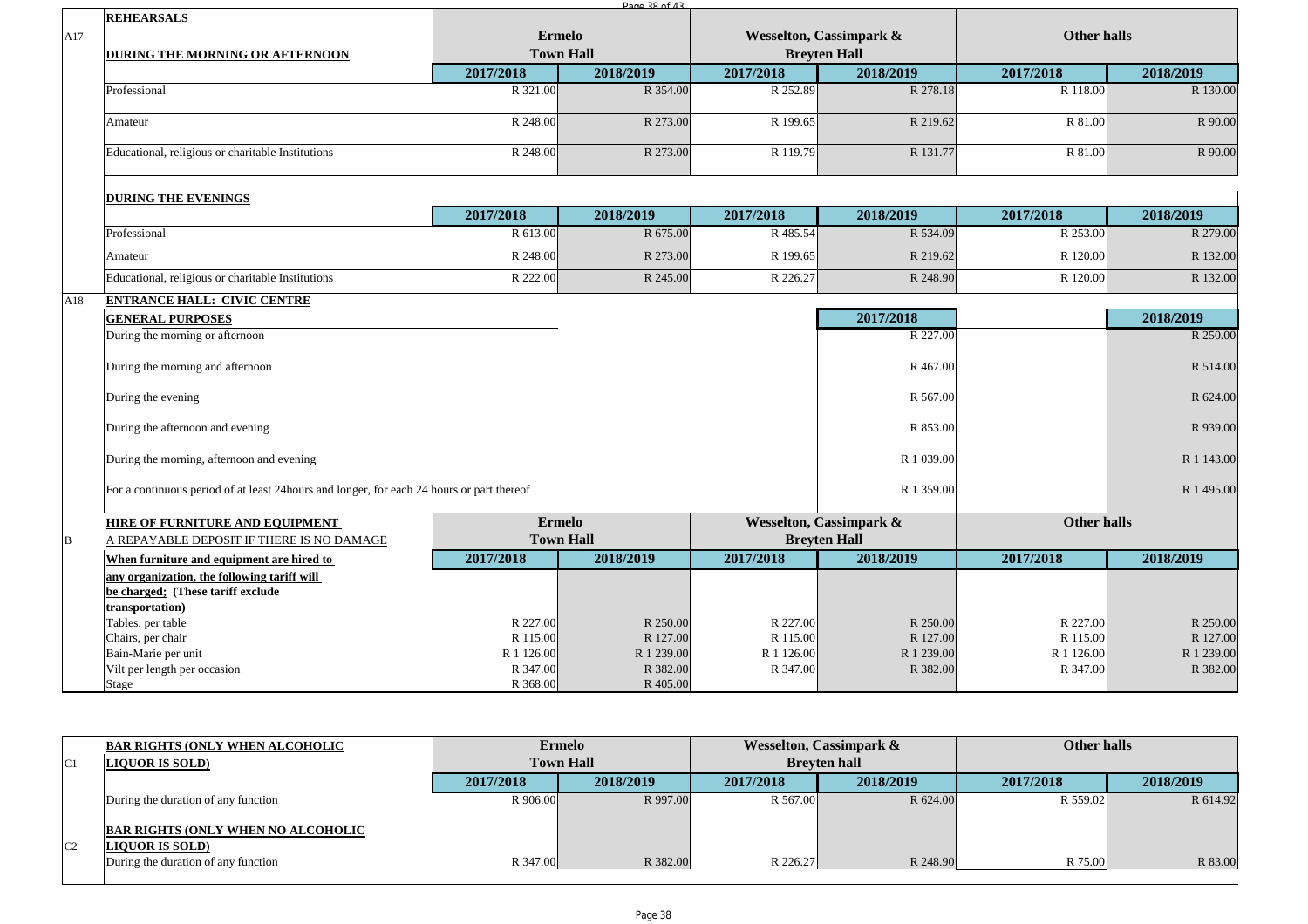| A17 | **REHEARSALS** | **Ermelo Town Hall** | | **Wesselton, Cassimpark & Breyten Hall** | | **Other halls** | |
|---|---|---|---|---|---|---|---|
| | **DURING THE MORNING OR AFTERNOON** | **2017/2018** | **2018/2019** | **2017/2018** | **2018/2019** | **2017/2018** | **2018/2019** |
| | Professional | R 321.00 | R 354.00 | R 252.89 | R 278.18 | R 118.00 | R 130.00 |
| | Amateur | R 248.00 | R 273.00 | R 199.65 | R 219.62 | R 81.00 | R 90.00 |
| | Educational, religious or charitable Institutions | R 248.00 | R 273.00 | R 119.79 | R 131.77 | R 81.00 | R 90.00 |
| | **DURING THE EVENINGS** | | | | | | |
| | | **2017/2018** | **2018/2019** | **2017/2018** | **2018/2019** | **2017/2018** | **2018/2019** |
| | Professional | R 613.00 | R 675.00 | R 485.54 | R 534.09 | R 253.00 | R 279.00 |
| | Amateur | R 248.00 | R 273.00 | R 199.65 | R 219.62 | R 120.00 | R 132.00 |
| | Educational, religious or charitable Institutions | R 222.00 | R 245.00 | R 226.27 | R 248.90 | R 120.00 | R 132.00 |

| A18 | **ENTRANCE HALL: CIVIC CENTRE** | | |
|---|---|---|---|
| | **GENERAL PURPOSES** | **2017/2018** | **2018/2019** |
| | During the morning or afternoon | R 227.00 | R 250.00 |
| | During the morning and afternoon | R 467.00 | R 514.00 |
| | During the evening | R 567.00 | R 624.00 |
| | During the afternoon and evening | R 853.00 | R 939.00 |
| | During the morning, afternoon and evening | R 1 039.00 | R 1 143.00 |
| | For a continuous period of at least 24hours and longer, for each 24 hours or part thereof | R 1 359.00 | R 1 495.00 |

| B | **HIRE OF FURNITURE AND EQUIPMENT** A REPAYABLE DEPOSIT IF THERE IS NO DAMAGE | **Ermelo Town Hall** | | **Wesselton, Cassimpark & Breyten Hall** | | **Other halls** | |
|---|---|---|---|---|---|---|---|
| | **When furniture and equipment are hired to any organization, the following tariff will be charged; (These tariff exclude transportation)** | **2017/2018** | **2018/2019** | **2017/2018** | **2018/2019** | **2017/2018** | **2018/2019** |
| | Tables, per table | R 227.00 | R 250.00 | R 227.00 | R 250.00 | R 227.00 | R 250.00 |
| | Chairs, per chair | R 115.00 | R 127.00 | R 115.00 | R 127.00 | R 115.00 | R 127.00 |
| | Bain-Marie per unit | R 1 126.00 | R 1 239.00 | R 1 126.00 | R 1 239.00 | R 1 126.00 | R 1 239.00 |
| | Vilt per length per occasion | R 347.00 | R 382.00 | R 347.00 | R 382.00 | R 347.00 | R 382.00 |
| | Stage | R 368.00 | R 405.00 | | | | |

| | | **Ermelo Town Hall** | | **Wesselton, Cassimpark & Breyten hall** | | **Other halls** | |
|---|---|---|---|---|---|---|---|
| C1 | **BAR RIGHTS (ONLY WHEN ALCOHOLIC LIQUOR IS SOLD)** | **2017/2018** | **2018/2019** | **2017/2018** | **2018/2019** | **2017/2018** | **2018/2019** |
| | During the duration of any function | R 906.00 | R 997.00 | R 567.00 | R 624.00 | R 559.02 | R 614.92 |
| C2 | **BAR RIGHTS (ONLY WHEN NO ALCOHOLIC LIQUOR IS SOLD)** | | | | | | |
| | During the duration of any function | R 347.00 | R 382.00 | R 226.27 | R 248.90 | R 75.00 | R 83.00 |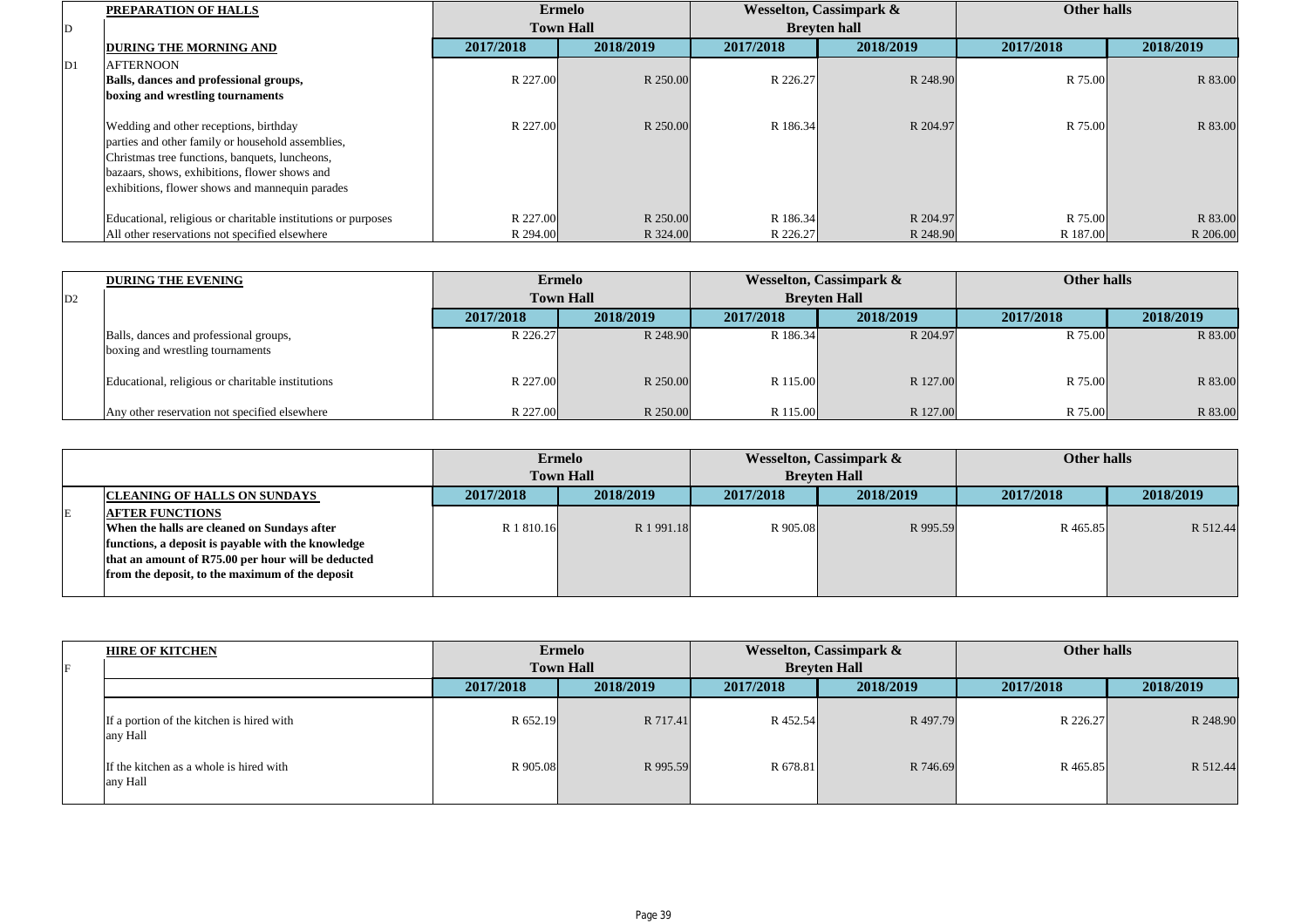| | PREPARATION OF HALLS | Ermelo Town Hall | | Wesselton, Cassimpark & Breyten hall | | Other halls | |
|---|---|---|---|---|---|---|---|
| D | **DURING THE MORNING AND** | **2017/2018** | **2018/2019** | **2017/2018** | **2018/2019** | **2017/2018** | **2018/2019** |
| D1 | **AFTERNOON** | | | | | | |
| | **Balls, dances and professional groups, boxing and wrestling tournaments** | R 227.00 | R 250.00 | R 226.27 | R 248.90 | R 75.00 | R 83.00 |
| | Wedding and other receptions, birthday parties and other family or household assemblies, Christmas tree functions, banquets, luncheons, bazaars, shows, exhibitions, flower shows and exhibitions, flower shows and mannequin parades | R 227.00 | R 250.00 | R 186.34 | R 204.97 | R 75.00 | R 83.00 |
| | Educational, religious or charitable institutions or purposes | R 227.00 | R 250.00 | R 186.34 | R 204.97 | R 75.00 | R 83.00 |
| | All other reservations not specified elsewhere | R 294.00 | R 324.00 | R 226.27 | R 248.90 | R 187.00 | R 206.00 |

| | DURING THE EVENING | Ermelo Town Hall | | Wesselton, Cassimpark & Breyten Hall | | Other halls | |
|---|---|---|---|---|---|---|---|
| D2 | | **2017/2018** | **2018/2019** | **2017/2018** | **2018/2019** | **2017/2018** | **2018/2019** |
| | Balls, dances and professional groups, boxing and wrestling tournaments | R 226.27 | R 248.90 | R 186.34 | R 204.97 | R 75.00 | R 83.00 |
| | Educational, religious or charitable institutions | R 227.00 | R 250.00 | R 115.00 | R 127.00 | R 75.00 | R 83.00 |
| | Any other reservation not specified elsewhere | R 227.00 | R 250.00 | R 115.00 | R 127.00 | R 75.00 | R 83.00 |

| | | Ermelo Town Hall | | Wesselton, Cassimpark & Breyten Hall | | Other halls | |
|---|---|---|---|---|---|---|---|
| | **CLEANING OF HALLS ON SUNDAYS** | **2017/2018** | **2018/2019** | **2017/2018** | **2018/2019** | **2017/2018** | **2018/2019** |
| E | **AFTER FUNCTIONS** **When the halls are cleaned on Sundays after functions, a deposit is payable with the knowledge that an amount of R75.00 per hour will be deducted from the deposit, to the maximum of the deposit** | R 1 810.16 | R 1 991.18 | R 905.08 | R 995.59 | R 465.85 | R 512.44 |

| | HIRE OF KITCHEN | Ermelo Town Hall | | Wesselton, Cassimpark & Breyten Hall | | Other halls | |
|---|---|---|---|---|---|---|---|
| F | | **2017/2018** | **2018/2019** | **2017/2018** | **2018/2019** | **2017/2018** | **2018/2019** |
| | If a portion of the kitchen is hired with any Hall | R 652.19 | R 717.41 | R 452.54 | R 497.79 | R 226.27 | R 248.90 |
| | If the kitchen as a whole is hired with any Hall | R 905.08 | R 995.59 | R 678.81 | R 746.69 | R 465.85 | R 512.44 |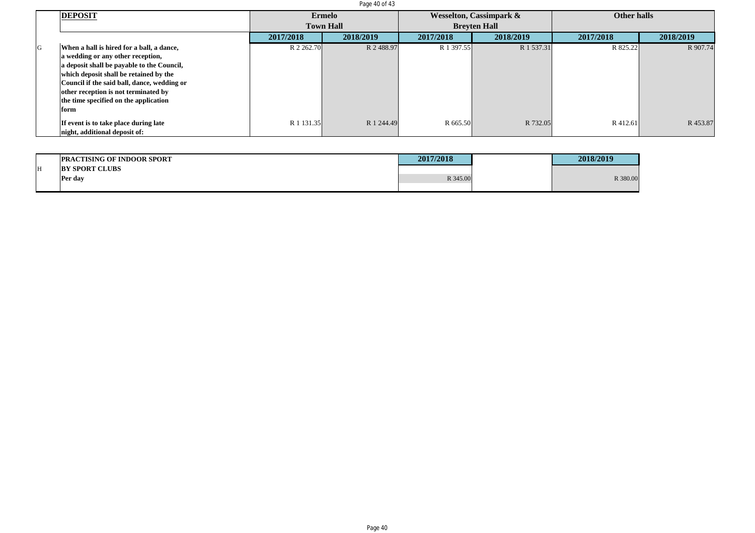| | DEPOSIT | Ermelo Town Hall | | Wesselton, Cassimpark & Breyten Hall | | Other halls | |
|---|---|---|---|---|---|---|---|
| | | 2017/2018 | 2018/2019 | 2017/2018 | 2018/2019 | 2017/2018 | 2018/2019 |
| G | When a hall is hired for a ball, a dance, a wedding or any other reception, a deposit shall be payable to the Council, which deposit shall be retained by the Council if the said ball, dance, wedding or other reception is not terminated by the time specified on the application form | R 2 262.70 | R 2 488.97 | R 1 397.55 | R 1 537.31 | R 825.22 | R 907.74 |
| | If event is to take place during late night, additional deposit of: | R 1 131.35 | R 1 244.49 | R 665.50 | R 732.05 | R 412.61 | R 453.87 |

| | PRACTISING OF INDOOR SPORT | 2017/2018 | 2018/2019 |
|---|---|---|---|
| H | BY SPORT CLUBS | | |
| | Per day | R 345.00 | R 380.00 |